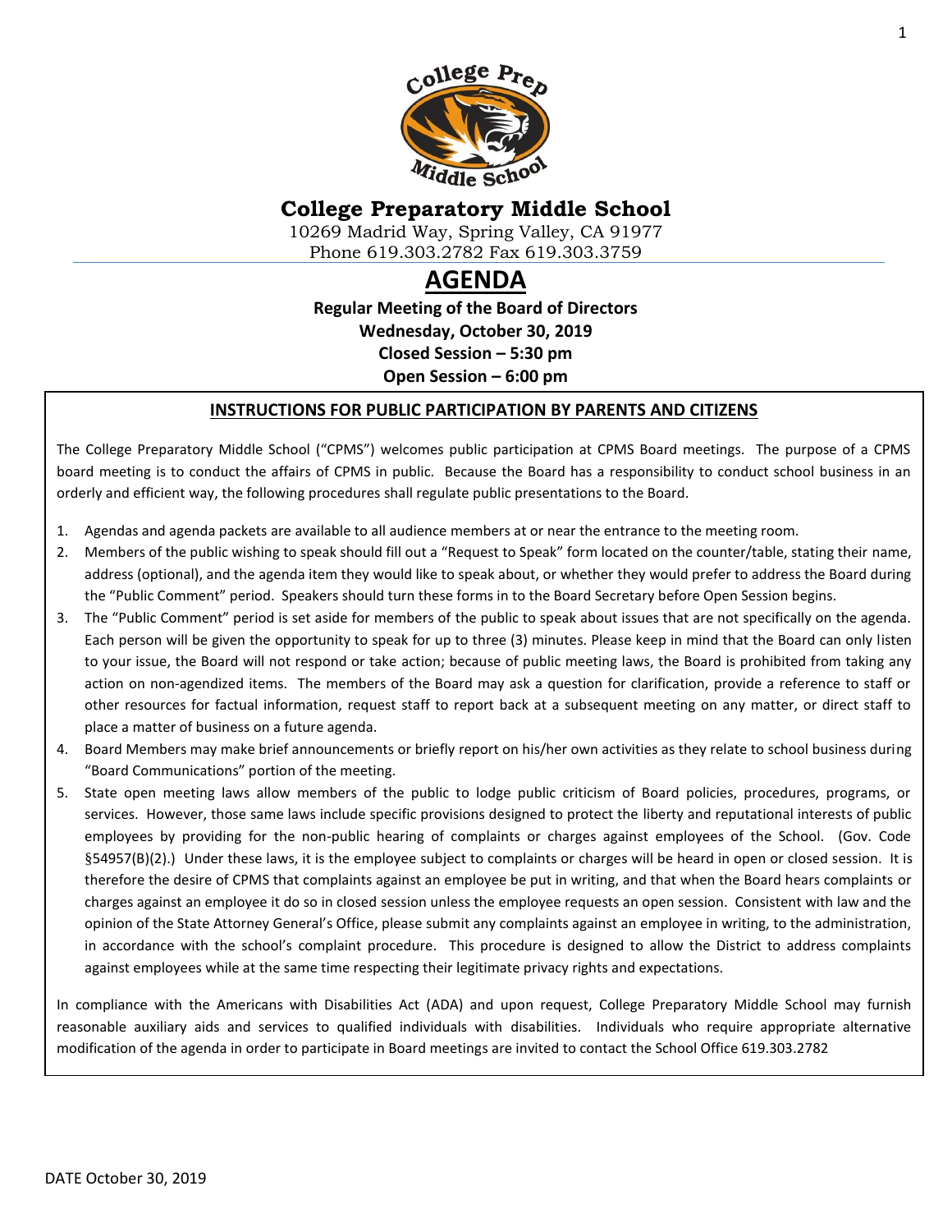# College Preparatory Middle School

10269 Madrid Way, Spring Valley, CA 91977
Phone 619.303.2782 Fax 619.303.3759

## AGENDA

**Regular Meeting of the Board of Directors**
**Wednesday, October 30, 2019**
**Closed Session – 5:30 pm**
**Open Session – 6:00 pm**

### INSTRUCTIONS FOR PUBLIC PARTICIPATION BY PARENTS AND CITIZENS

The College Preparatory Middle School ("CPMS") welcomes public participation at CPMS Board meetings. The purpose of a CPMS board meeting is to conduct the affairs of CPMS in public. Because the Board has a responsibility to conduct school business in an orderly and efficient way, the following procedures shall regulate public presentations to the Board.

1. Agendas and agenda packets are available to all audience members at or near the entrance to the meeting room.
2. Members of the public wishing to speak should fill out a "Request to Speak" form located on the counter/table, stating their name, address (optional), and the agenda item they would like to speak about, or whether they would prefer to address the Board during the "Public Comment" period. Speakers should turn these forms in to the Board Secretary before Open Session begins.
3. The "Public Comment" period is set aside for members of the public to speak about issues that are not specifically on the agenda. Each person will be given the opportunity to speak for up to three (3) minutes. Please keep in mind that the Board can only listen to your issue, the Board will not respond or take action; because of public meeting laws, the Board is prohibited from taking any action on non-agendized items. The members of the Board may ask a question for clarification, provide a reference to staff or other resources for factual information, request staff to report back at a subsequent meeting on any matter, or direct staff to place a matter of business on a future agenda.
4. Board Members may make brief announcements or briefly report on his/her own activities as they relate to school business during "Board Communications" portion of the meeting.
5. State open meeting laws allow members of the public to lodge public criticism of Board policies, procedures, programs, or services. However, those same laws include specific provisions designed to protect the liberty and reputational interests of public employees by providing for the non-public hearing of complaints or charges against employees of the School. (Gov. Code §54957(B)(2).) Under these laws, it is the employee subject to complaints or charges will be heard in open or closed session. It is therefore the desire of CPMS that complaints against an employee be put in writing, and that when the Board hears complaints or charges against an employee it do so in closed session unless the employee requests an open session. Consistent with law and the opinion of the State Attorney General's Office, please submit any complaints against an employee in writing, to the administration, in accordance with the school's complaint procedure. This procedure is designed to allow the District to address complaints against employees while at the same time respecting their legitimate privacy rights and expectations.

In compliance with the Americans with Disabilities Act (ADA) and upon request, College Preparatory Middle School may furnish reasonable auxiliary aids and services to qualified individuals with disabilities. Individuals who require appropriate alternative modification of the agenda in order to participate in Board meetings are invited to contact the School Office 619.303.2782

DATE October 30, 2019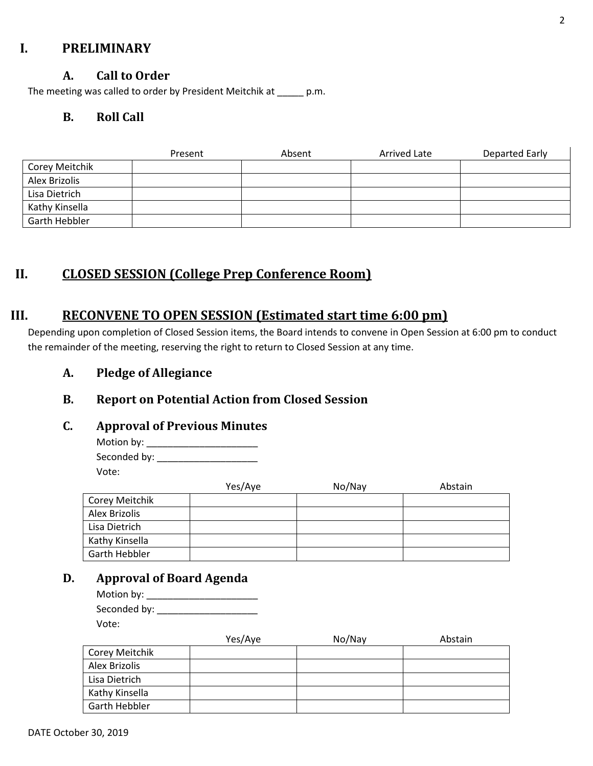# I. PRELIMINARY

## A. Call to Order

The meeting was called to order by President Meitchik at _____ p.m.

## B. Roll Call

| | Present | Absent | Arrived Late | Departed Early |
|---|---|---|---|---|
| Corey Meitchik | | | | |
| Alex Brizolis | | | | |
| Lisa Dietrich | | | | |
| Kathy Kinsella | | | | |
| Garth Hebbler | | | | |

# II. CLOSED SESSION (College Prep Conference Room)

# III. RECONVENE TO OPEN SESSION (Estimated start time 6:00 pm)

Depending upon completion of Closed Session items, the Board intends to convene in Open Session at 6:00 pm to conduct the remainder of the meeting, reserving the right to return to Closed Session at any time.

## A. Pledge of Allegiance

## B. Report on Potential Action from Closed Session

## C. Approval of Previous Minutes

Motion by: _____________________

Seconded by: ___________________

Vote:

| | Yes/Aye | No/Nay | Abstain |
|---|---|---|---|
| Corey Meitchik | | | |
| Alex Brizolis | | | |
| Lisa Dietrich | | | |
| Kathy Kinsella | | | |
| Garth Hebbler | | | |

## D. Approval of Board Agenda

Motion by: _____________________

Seconded by: ___________________

Vote:

| | Yes/Aye | No/Nay | Abstain |
|---|---|---|---|
| Corey Meitchik | | | |
| Alex Brizolis | | | |
| Lisa Dietrich | | | |
| Kathy Kinsella | | | |
| Garth Hebbler | | | |

DATE October 30, 2019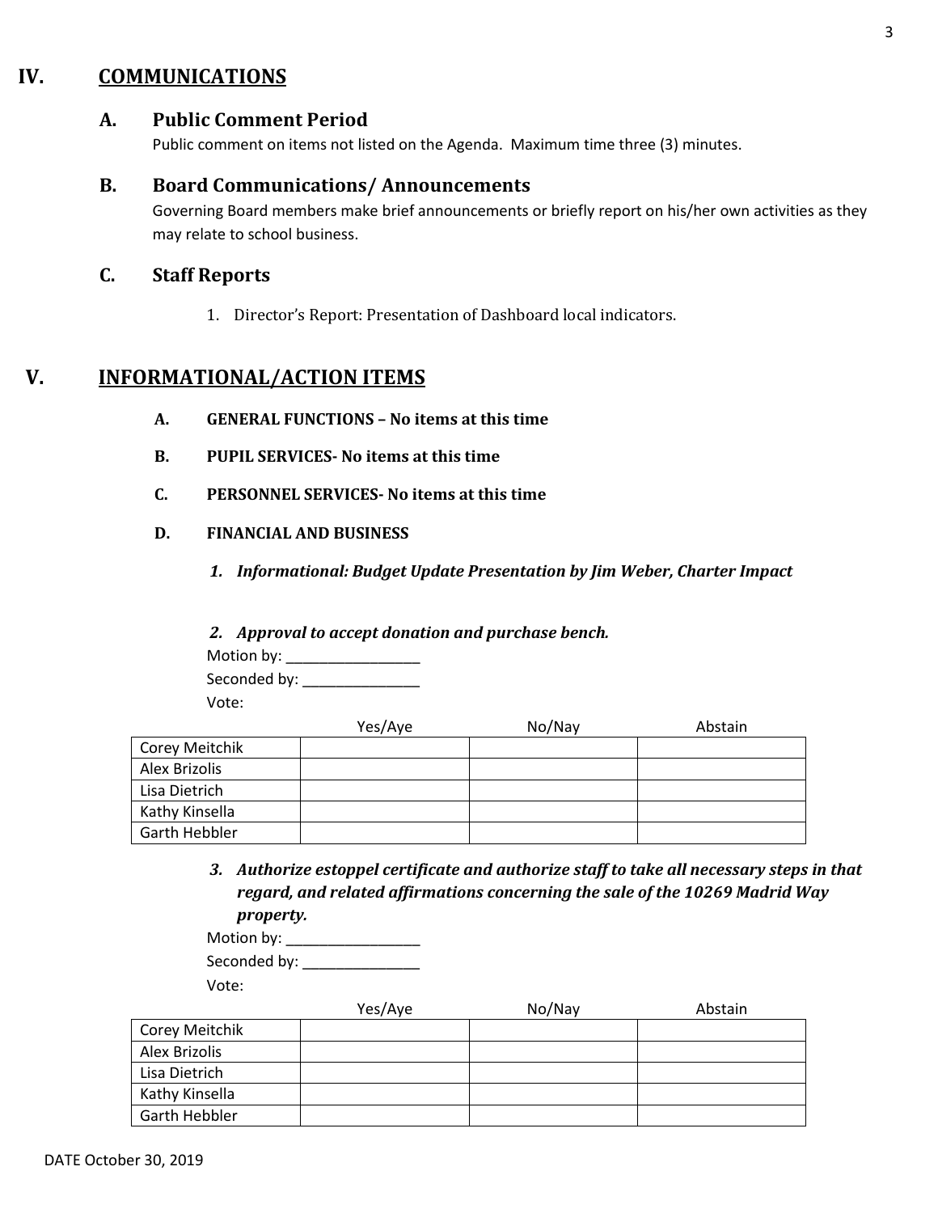## IV. COMMUNICATIONS

### A. Public Comment Period

Public comment on items not listed on the Agenda. Maximum time three (3) minutes.

### B. Board Communications/ Announcements

Governing Board members make brief announcements or briefly report on his/her own activities as they may relate to school business.

### C. Staff Reports

1. Director's Report: Presentation of Dashboard local indicators.

## V. INFORMATIONAL/ACTION ITEMS

**A. GENERAL FUNCTIONS – No items at this time**

**B. PUPIL SERVICES- No items at this time**

**C. PERSONNEL SERVICES- No items at this time**

**D. FINANCIAL AND BUSINESS**

1. ***Informational: Budget Update Presentation by Jim Weber, Charter Impact***

2. ***Approval to accept donation and purchase bench.***

Motion by: _________________

Seconded by: _______________

Vote:

| | Yes/Aye | No/Nay | Abstain |
|---|---|---|---|
| Corey Meitchik | | | |
| Alex Brizolis | | | |
| Lisa Dietrich | | | |
| Kathy Kinsella | | | |
| Garth Hebbler | | | |

3. ***Authorize estoppel certificate and authorize staff to take all necessary steps in that regard, and related affirmations concerning the sale of the 10269 Madrid Way property.***

Motion by: _________________

Seconded by: _______________

Vote:

| | Yes/Aye | No/Nay | Abstain |
|---|---|---|---|
| Corey Meitchik | | | |
| Alex Brizolis | | | |
| Lisa Dietrich | | | |
| Kathy Kinsella | | | |
| Garth Hebbler | | | |

DATE October 30, 2019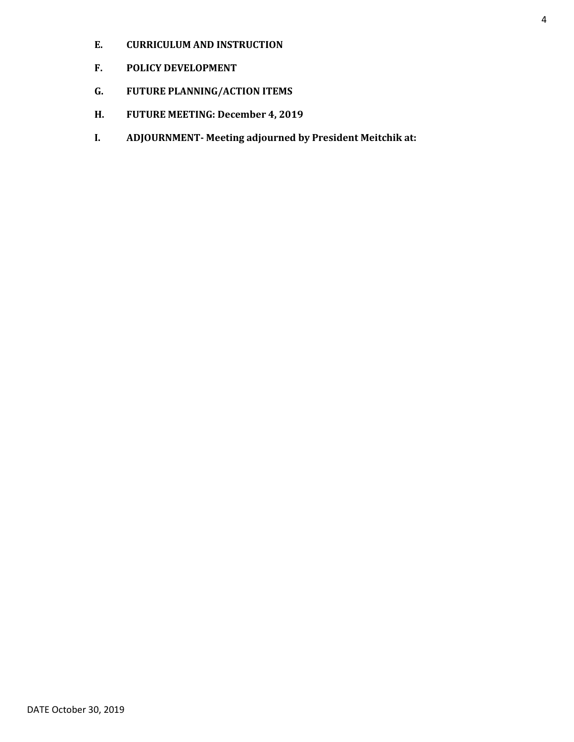**E. CURRICULUM AND INSTRUCTION**

**F. POLICY DEVELOPMENT**

**G. FUTURE PLANNING/ACTION ITEMS**

**H. FUTURE MEETING: December 4, 2019**

**I. ADJOURNMENT- Meeting adjourned by President Meitchik at:**

DATE October 30, 2019